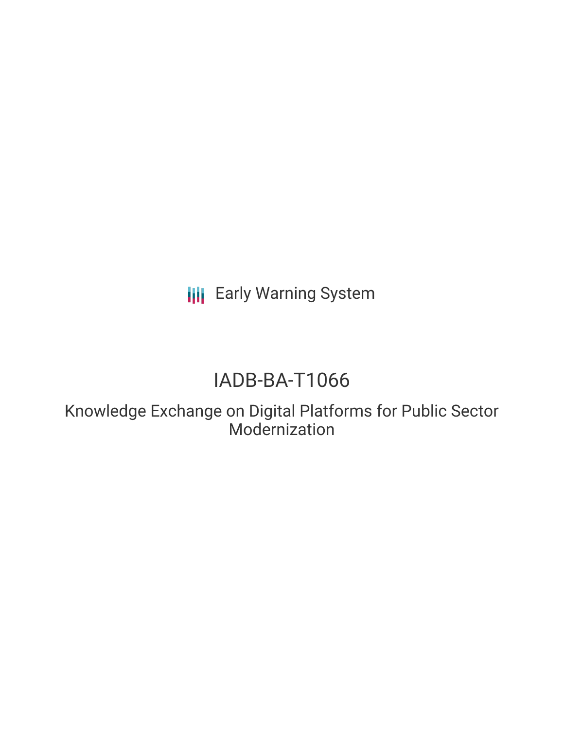Early Warning System

# IADB-BA-T1066

## Knowledge Exchange on Digital Platforms for Public Sector Modernization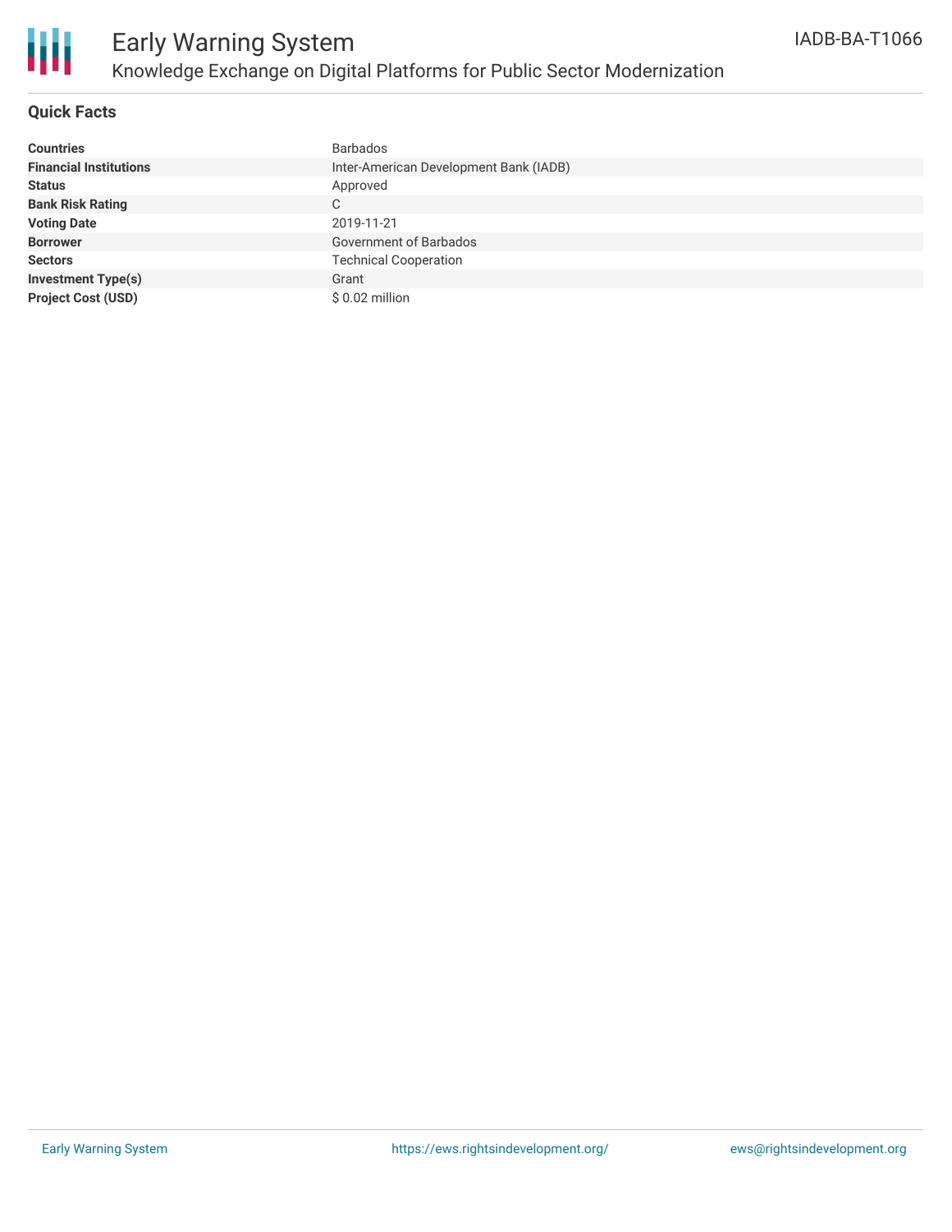# Early Warning System

## Knowledge Exchange on Digital Platforms for Public Sector Modernization

IADB-BA-T1066

### Quick Facts

| | |
|---|---|
| **Countries** | Barbados |
| **Financial Institutions** | Inter-American Development Bank (IADB) |
| **Status** | Approved |
| **Bank Risk Rating** | C |
| **Voting Date** | 2019-11-21 |
| **Borrower** | Government of Barbados |
| **Sectors** | Technical Cooperation |
| **Investment Type(s)** | Grant |
| **Project Cost (USD)** | $ 0.02 million |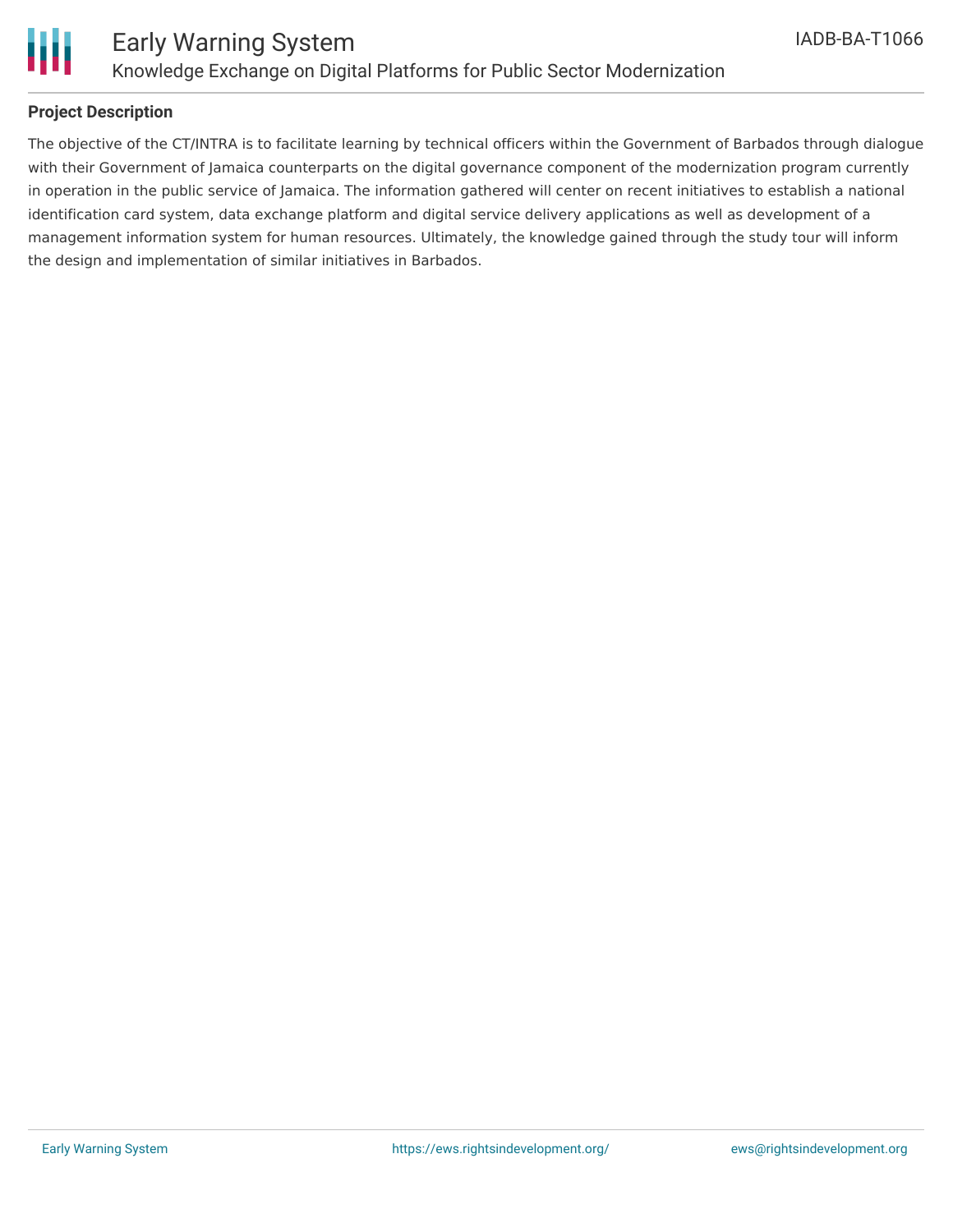**Project Description**

The objective of the CT/INTRA is to facilitate learning by technical officers within the Government of Barbados through dialogue with their Government of Jamaica counterparts on the digital governance component of the modernization program currently in operation in the public service of Jamaica. The information gathered will center on recent initiatives to establish a national identification card system, data exchange platform and digital service delivery applications as well as development of a management information system for human resources. Ultimately, the knowledge gained through the study tour will inform the design and implementation of similar initiatives in Barbados.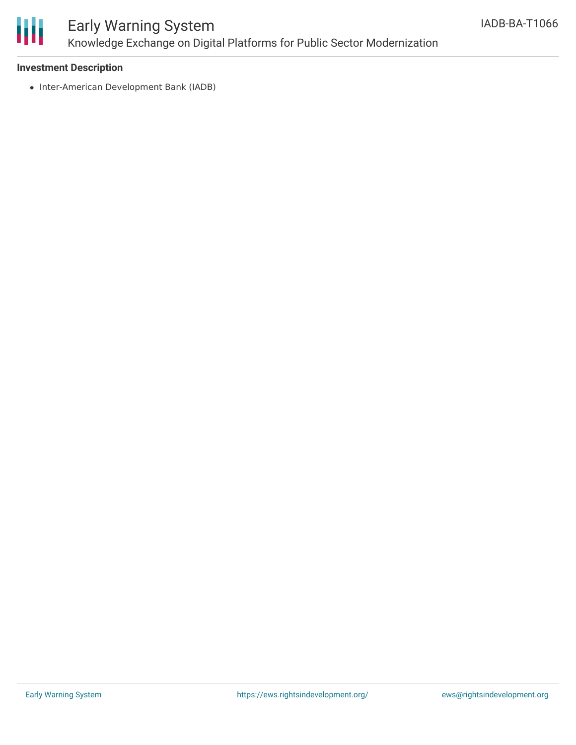**Investment Description**

- Inter-American Development Bank (IADB)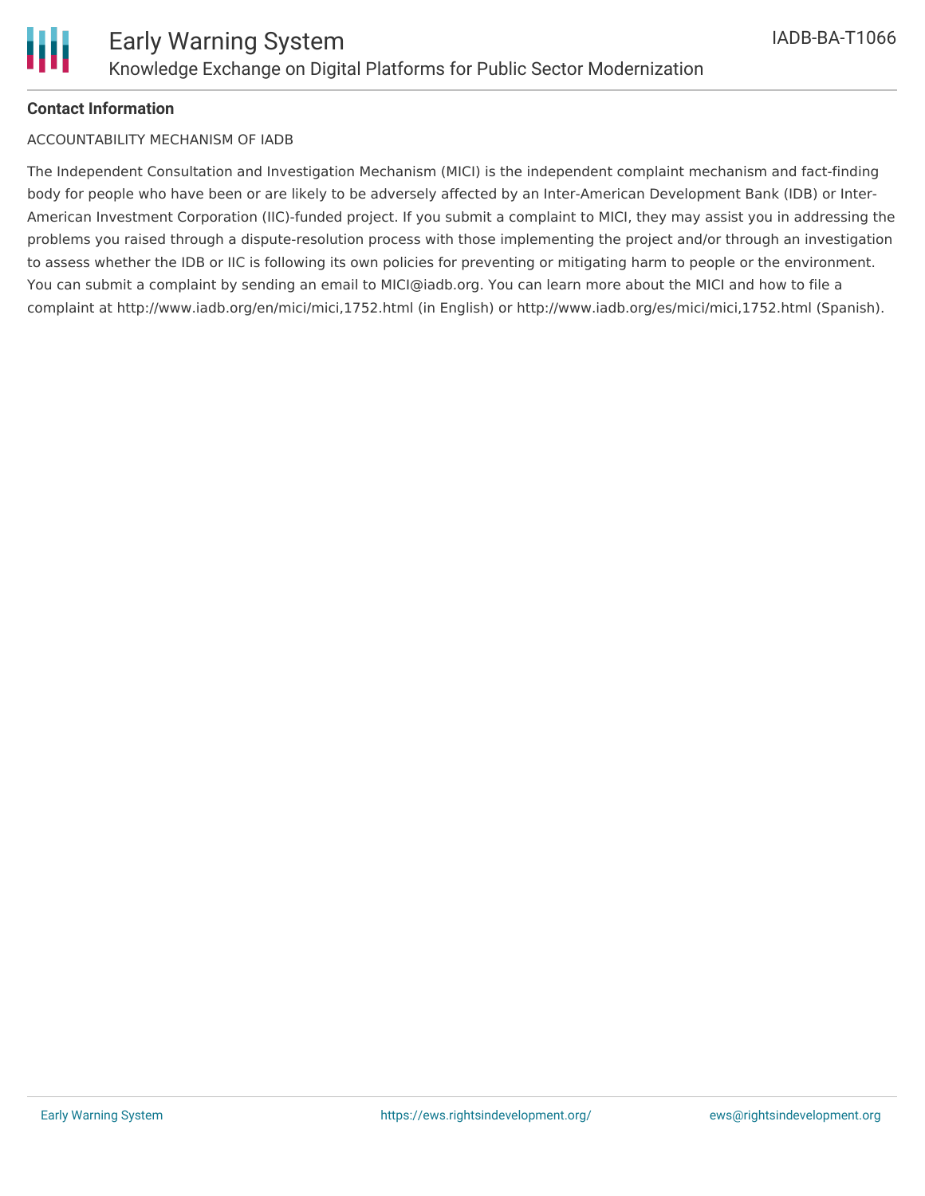**Contact Information**

ACCOUNTABILITY MECHANISM OF IADB

The Independent Consultation and Investigation Mechanism (MICI) is the independent complaint mechanism and fact-finding body for people who have been or are likely to be adversely affected by an Inter-American Development Bank (IDB) or Inter-American Investment Corporation (IIC)-funded project. If you submit a complaint to MICI, they may assist you in addressing the problems you raised through a dispute-resolution process with those implementing the project and/or through an investigation to assess whether the IDB or IIC is following its own policies for preventing or mitigating harm to people or the environment. You can submit a complaint by sending an email to MICI@iadb.org. You can learn more about the MICI and how to file a complaint at http://www.iadb.org/en/mici/mici,1752.html (in English) or http://www.iadb.org/es/mici/mici,1752.html (Spanish).